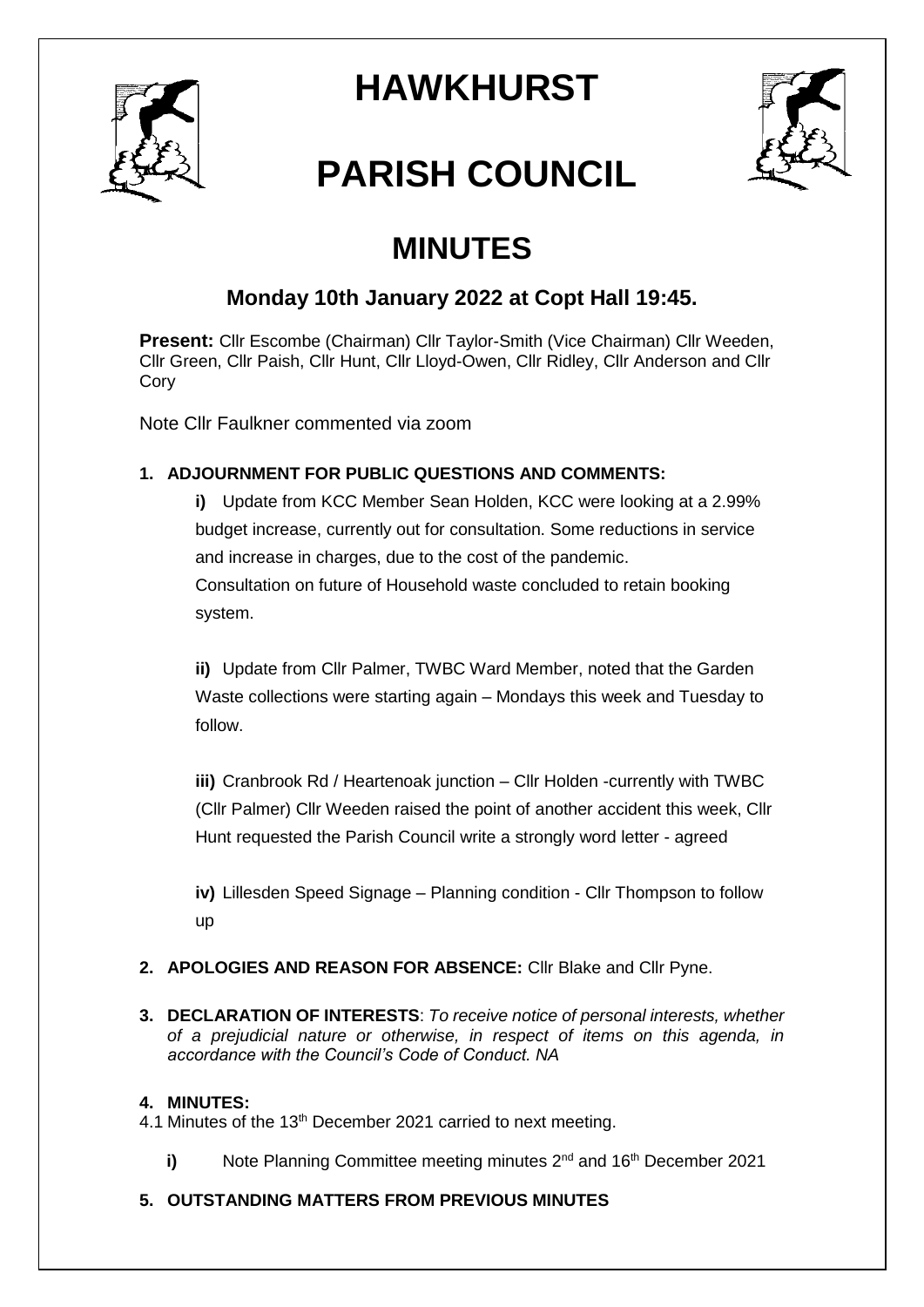# HAWKHURST

# PARISH COUNCIL

## MINUTES

### Monday 10th January 2022 at Copt Hall 19:45.

**Present:** Cllr Escombe (Chairman) Cllr Taylor-Smith (Vice Chairman) Cllr Weeden, Cllr Green, Cllr Paish, Cllr Hunt, Cllr Lloyd-Owen, Cllr Ridley, Cllr Anderson and Cllr Cory

Note Cllr Faulkner commented via zoom

**1. ADJOURNMENT FOR PUBLIC QUESTIONS AND COMMENTS:**

**i)** Update from KCC Member Sean Holden, KCC were looking at a 2.99% budget increase, currently out for consultation. Some reductions in service and increase in charges, due to the cost of the pandemic.
Consultation on future of Household waste concluded to retain booking system.

**ii)** Update from Cllr Palmer, TWBC Ward Member, noted that the Garden Waste collections were starting again – Mondays this week and Tuesday to follow.

**iii)** Cranbrook Rd / Heartenoak junction – Cllr Holden -currently with TWBC (Cllr Palmer) Cllr Weeden raised the point of another accident this week, Cllr Hunt requested the Parish Council write a strongly word letter - agreed

**iv)** Lillesden Speed Signage – Planning condition - Cllr Thompson to follow up

**2. APOLOGIES AND REASON FOR ABSENCE:** Cllr Blake and Cllr Pyne.

**3. DECLARATION OF INTERESTS**: *To receive notice of personal interests, whether of a prejudicial nature or otherwise, in respect of items on this agenda, in accordance with the Council's Code of Conduct. NA*

**4. MINUTES:**

4.1 Minutes of the 13th December 2021 carried to next meeting.

**i)** Note Planning Committee meeting minutes 2nd and 16th December 2021

**5. OUTSTANDING MATTERS FROM PREVIOUS MINUTES**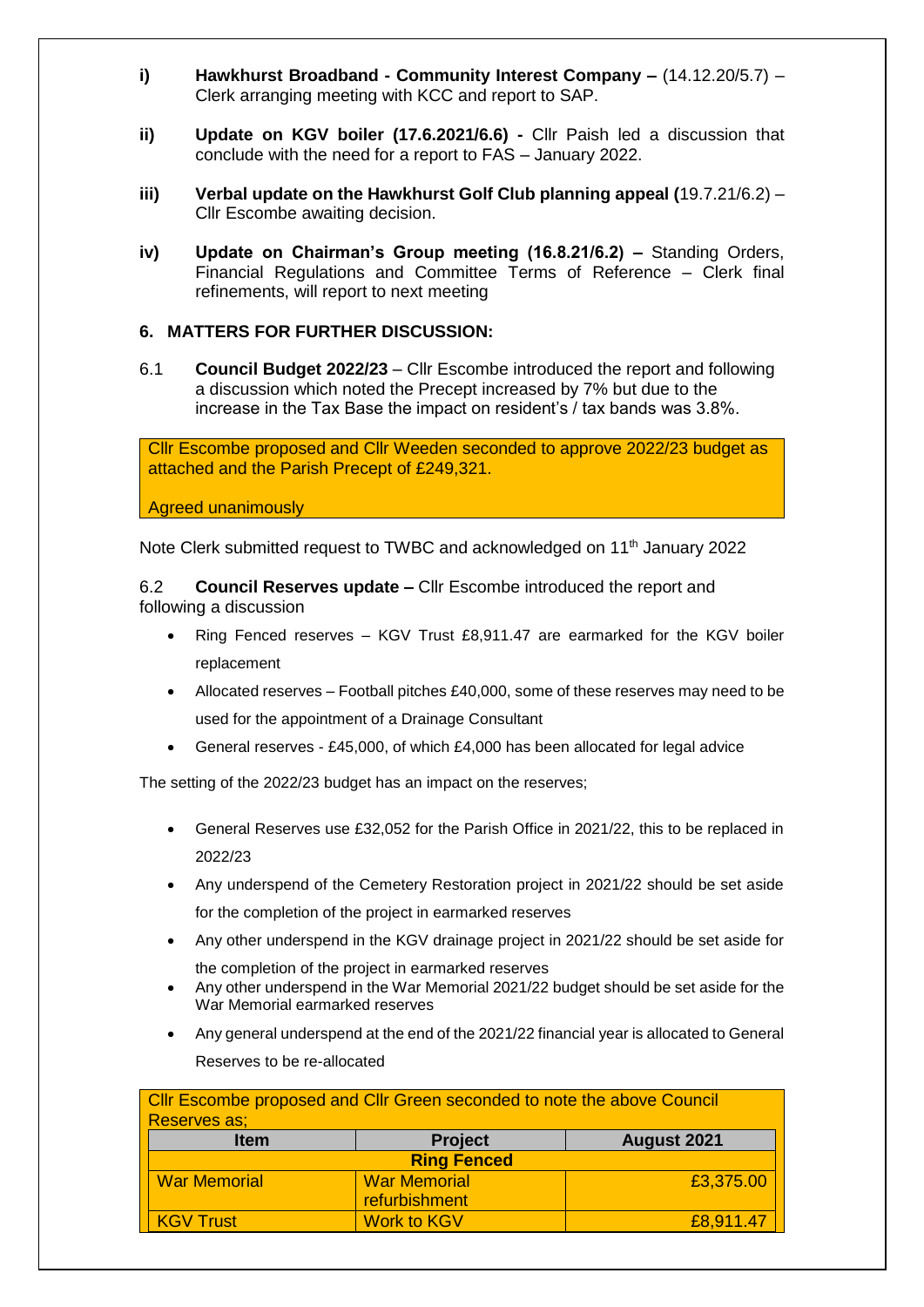- **i) Hawkhurst Broadband - Community Interest Company –** (14.12.20/5.7) – Clerk arranging meeting with KCC and report to SAP.

- **ii) Update on KGV boiler (17.6.2021/6.6) -** Cllr Paish led a discussion that conclude with the need for a report to FAS – January 2022.

- **iii) Verbal update on the Hawkhurst Golf Club planning appeal (**19.7.21/6.2) – Cllr Escombe awaiting decision.

- **iv) Update on Chairman's Group meeting (16.8.21/6.2) –** Standing Orders, Financial Regulations and Committee Terms of Reference – Clerk final refinements, will report to next meeting

## 6. MATTERS FOR FURTHER DISCUSSION:

6.1 **Council Budget 2022/23** – Cllr Escombe introduced the report and following a discussion which noted the Precept increased by 7% but due to the increase in the Tax Base the impact on resident's / tax bands was 3.8%.

Cllr Escombe proposed and Cllr Weeden seconded to approve 2022/23 budget as attached and the Parish Precept of £249,321.

Agreed unanimously

Note Clerk submitted request to TWBC and acknowledged on 11th January 2022

6.2 **Council Reserves update –** Cllr Escombe introduced the report and following a discussion

- Ring Fenced reserves – KGV Trust £8,911.47 are earmarked for the KGV boiler replacement
- Allocated reserves – Football pitches £40,000, some of these reserves may need to be used for the appointment of a Drainage Consultant
- General reserves - £45,000, of which £4,000 has been allocated for legal advice

The setting of the 2022/23 budget has an impact on the reserves;

- General Reserves use £32,052 for the Parish Office in 2021/22, this to be replaced in 2022/23
- Any underspend of the Cemetery Restoration project in 2021/22 should be set aside for the completion of the project in earmarked reserves
- Any other underspend in the KGV drainage project in 2021/22 should be set aside for the completion of the project in earmarked reserves
- Any other underspend in the War Memorial 2021/22 budget should be set aside for the War Memorial earmarked reserves
- Any general underspend at the end of the 2021/22 financial year is allocated to General Reserves to be re-allocated

Cllr Escombe proposed and Cllr Green seconded to note the above Council Reserves as;

| Item | Project | August 2021 |
|---|---|---|
| **Ring Fenced** | | |
| War Memorial | War Memorial refurbishment | £3,375.00 |
| KGV Trust | Work to KGV | £8,911.47 |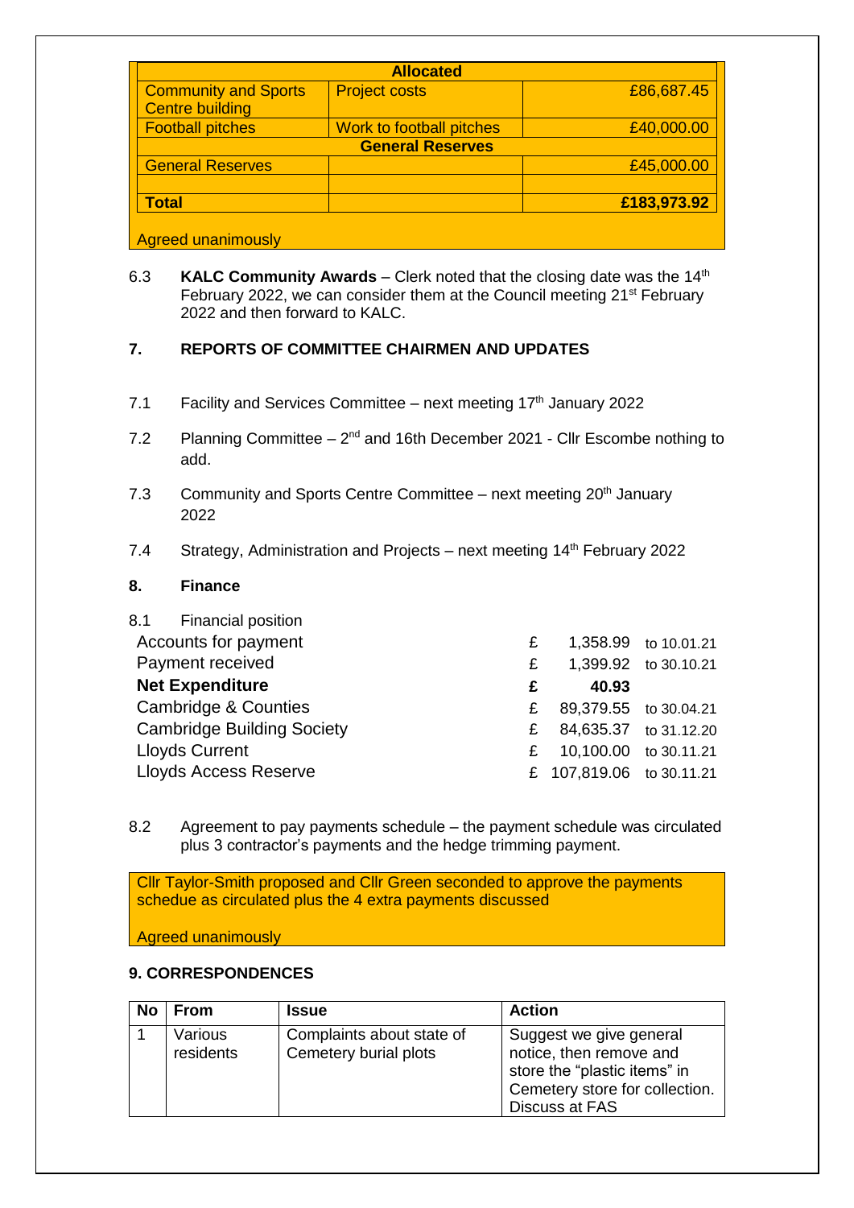| Allocated | | |
|---|---|---|
| Community and Sports Centre building | Project costs | £86,687.45 |
| Football pitches | Work to football pitches | £40,000.00 |
| **General Reserves** | | |
| General Reserves | | £45,000.00 |
| | | |
| **Total** | | **£183,973.92** |

Agreed unanimously

6.3 **KALC Community Awards** – Clerk noted that the closing date was the 14th February 2022, we can consider them at the Council meeting 21st February 2022 and then forward to KALC.

## 7. REPORTS OF COMMITTEE CHAIRMEN AND UPDATES

7.1 Facility and Services Committee – next meeting 17th January 2022

7.2 Planning Committee – 2nd and 16th December 2021 - Cllr Escombe nothing to add.

7.3 Community and Sports Centre Committee – next meeting 20th January 2022

7.4 Strategy, Administration and Projects – next meeting 14th February 2022

## 8. Finance

8.1 Financial position

| | | | |
|---|---|---|---|
| Accounts for payment | £ | 1,358.99 | to 10.01.21 |
| Payment received | £ | 1,399.92 | to 30.10.21 |
| **Net Expenditure** | **£** | **40.93** | |
| Cambridge & Counties | £ | 89,379.55 | to 30.04.21 |
| Cambridge Building Society | £ | 84,635.37 | to 31.12.20 |
| Lloyds Current | £ | 10,100.00 | to 30.11.21 |
| Lloyds Access Reserve | £ | 107,819.06 | to 30.11.21 |

8.2 Agreement to pay payments schedule – the payment schedule was circulated plus 3 contractor's payments and the hedge trimming payment.

Cllr Taylor-Smith proposed and Cllr Green seconded to approve the payments schedue as circulated plus the 4 extra payments discussed

Agreed unanimously

## 9. CORRESPONDENCES

| No | From | Issue | Action |
|---|---|---|---|
| 1 | Various residents | Complaints about state of Cemetery burial plots | Suggest we give general notice, then remove and store the "plastic items" in Cemetery store for collection. Discuss at FAS |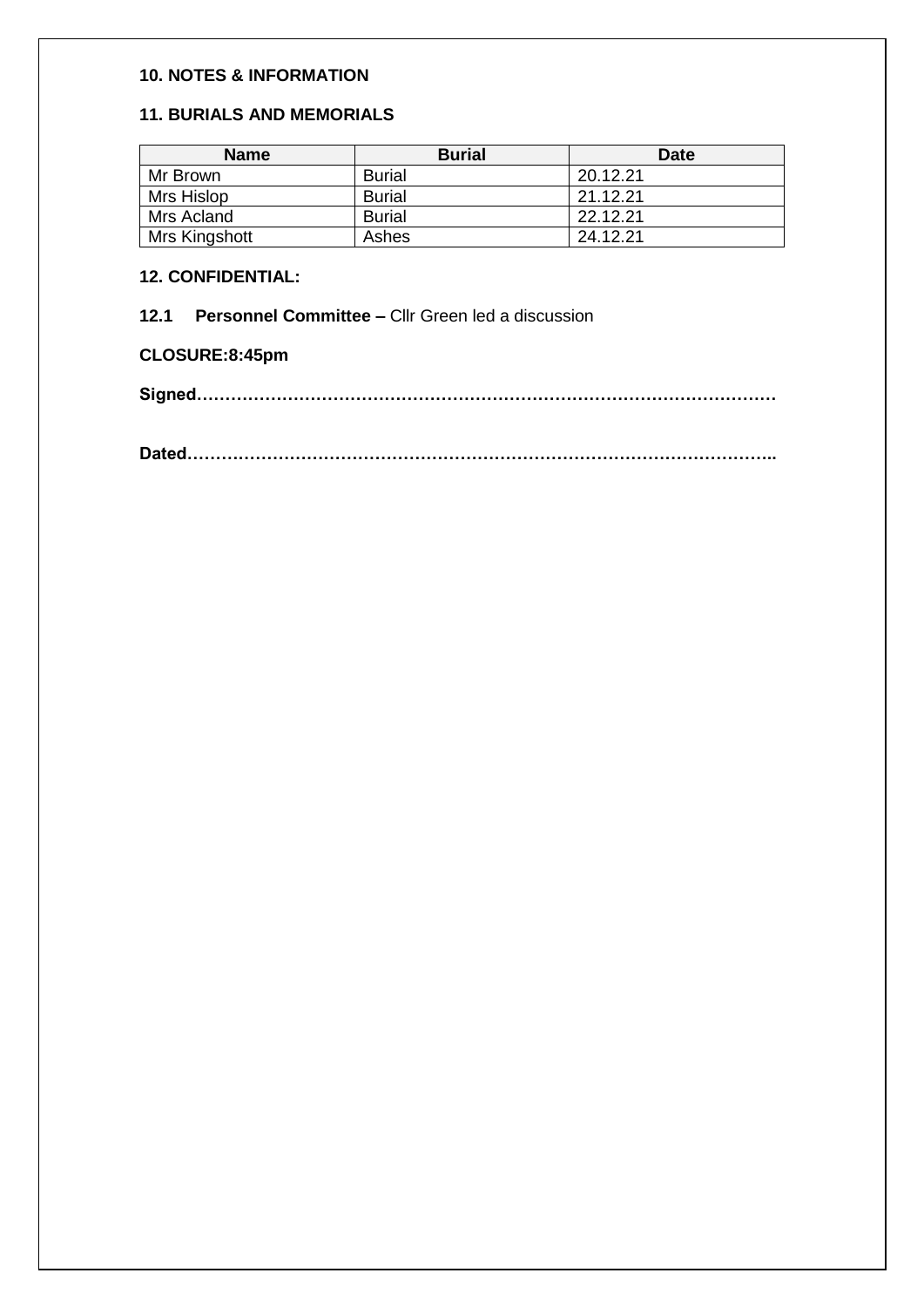**10. NOTES & INFORMATION**

**11. BURIALS AND MEMORIALS**

| Name | Burial | Date |
|---|---|---|
| Mr Brown | Burial | 20.12.21 |
| Mrs Hislop | Burial | 21.12.21 |
| Mrs Acland | Burial | 22.12.21 |
| Mrs Kingshott | Ashes | 24.12.21 |

**12. CONFIDENTIAL:**

**12.1 Personnel Committee –** Cllr Green led a discussion

**CLOSURE:8:45pm**

**Signed…………………………………………………………………………………………**

**Dated………………………………………………………………………………………..**